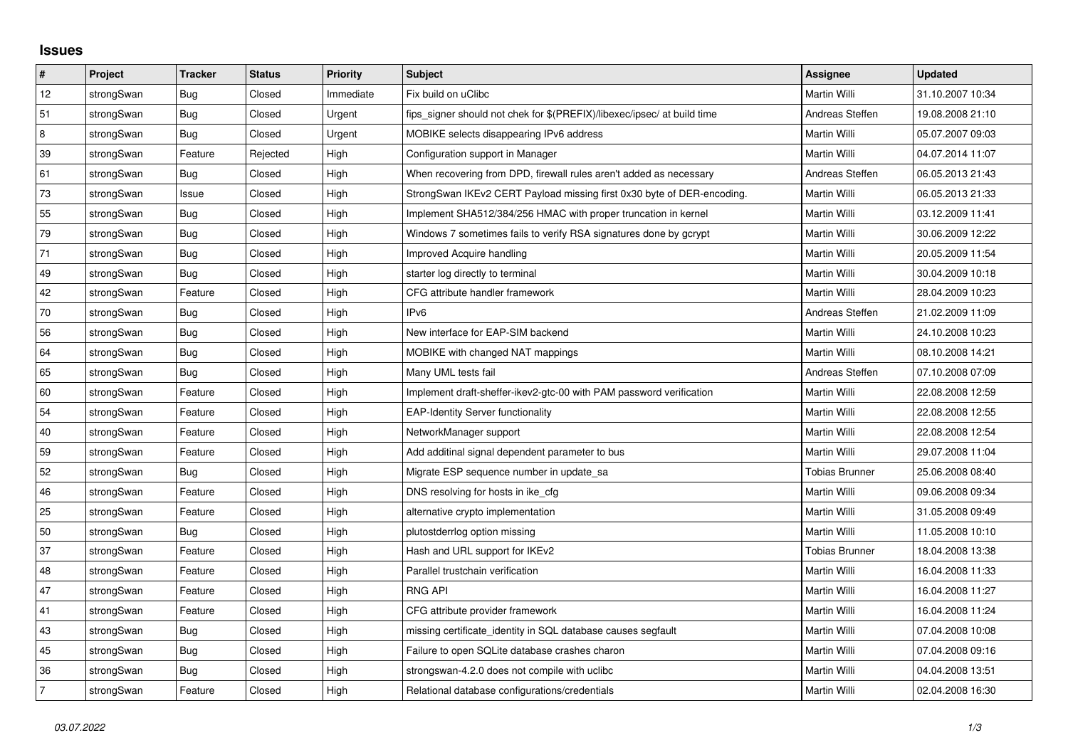# Issues

| # | Project | Tracker | Status | Priority | Subject | Assignee | Updated |
|---|---|---|---|---|---|---|---|
| 12 | strongSwan | Bug | Closed | Immediate | Fix build on uClibc | Martin Willi | 31.10.2007 10:34 |
| 51 | strongSwan | Bug | Closed | Urgent | fips_signer should not chek for $(PREFIX)/libexec/ipsec/ at build time | Andreas Steffen | 19.08.2008 21:10 |
| 8 | strongSwan | Bug | Closed | Urgent | MOBIKE selects disappearing IPv6 address | Martin Willi | 05.07.2007 09:03 |
| 39 | strongSwan | Feature | Rejected | High | Configuration support in Manager | Martin Willi | 04.07.2014 11:07 |
| 61 | strongSwan | Bug | Closed | High | When recovering from DPD, firewall rules aren't added as necessary | Andreas Steffen | 06.05.2013 21:43 |
| 73 | strongSwan | Issue | Closed | High | StrongSwan IKEv2 CERT Payload missing first 0x30 byte of DER-encoding. | Martin Willi | 06.05.2013 21:33 |
| 55 | strongSwan | Bug | Closed | High | Implement SHA512/384/256 HMAC with proper truncation in kernel | Martin Willi | 03.12.2009 11:41 |
| 79 | strongSwan | Bug | Closed | High | Windows 7 sometimes fails to verify RSA signatures done by gcrypt | Martin Willi | 30.06.2009 12:22 |
| 71 | strongSwan | Bug | Closed | High | Improved Acquire handling | Martin Willi | 20.05.2009 11:54 |
| 49 | strongSwan | Bug | Closed | High | starter log directly to terminal | Martin Willi | 30.04.2009 10:18 |
| 42 | strongSwan | Feature | Closed | High | CFG attribute handler framework | Martin Willi | 28.04.2009 10:23 |
| 70 | strongSwan | Bug | Closed | High | IPv6 | Andreas Steffen | 21.02.2009 11:09 |
| 56 | strongSwan | Bug | Closed | High | New interface for EAP-SIM backend | Martin Willi | 24.10.2008 10:23 |
| 64 | strongSwan | Bug | Closed | High | MOBIKE with changed NAT mappings | Martin Willi | 08.10.2008 14:21 |
| 65 | strongSwan | Bug | Closed | High | Many UML tests fail | Andreas Steffen | 07.10.2008 07:09 |
| 60 | strongSwan | Feature | Closed | High | Implement draft-sheffer-ikev2-gtc-00 with PAM password verification | Martin Willi | 22.08.2008 12:59 |
| 54 | strongSwan | Feature | Closed | High | EAP-Identity Server functionality | Martin Willi | 22.08.2008 12:55 |
| 40 | strongSwan | Feature | Closed | High | NetworkManager support | Martin Willi | 22.08.2008 12:54 |
| 59 | strongSwan | Feature | Closed | High | Add additinal signal dependent parameter to bus | Martin Willi | 29.07.2008 11:04 |
| 52 | strongSwan | Bug | Closed | High | Migrate ESP sequence number in update_sa | Tobias Brunner | 25.06.2008 08:40 |
| 46 | strongSwan | Feature | Closed | High | DNS resolving for hosts in ike_cfg | Martin Willi | 09.06.2008 09:34 |
| 25 | strongSwan | Feature | Closed | High | alternative crypto implementation | Martin Willi | 31.05.2008 09:49 |
| 50 | strongSwan | Bug | Closed | High | plutostderrlog option missing | Martin Willi | 11.05.2008 10:10 |
| 37 | strongSwan | Feature | Closed | High | Hash and URL support for IKEv2 | Tobias Brunner | 18.04.2008 13:38 |
| 48 | strongSwan | Feature | Closed | High | Parallel trustchain verification | Martin Willi | 16.04.2008 11:33 |
| 47 | strongSwan | Feature | Closed | High | RNG API | Martin Willi | 16.04.2008 11:27 |
| 41 | strongSwan | Feature | Closed | High | CFG attribute provider framework | Martin Willi | 16.04.2008 11:24 |
| 43 | strongSwan | Bug | Closed | High | missing certificate_identity in SQL database causes segfault | Martin Willi | 07.04.2008 10:08 |
| 45 | strongSwan | Bug | Closed | High | Failure to open SQLite database crashes charon | Martin Willi | 07.04.2008 09:16 |
| 36 | strongSwan | Bug | Closed | High | strongswan-4.2.0 does not compile with uclibc | Martin Willi | 04.04.2008 13:51 |
| 7 | strongSwan | Feature | Closed | High | Relational database configurations/credentials | Martin Willi | 02.04.2008 16:30 |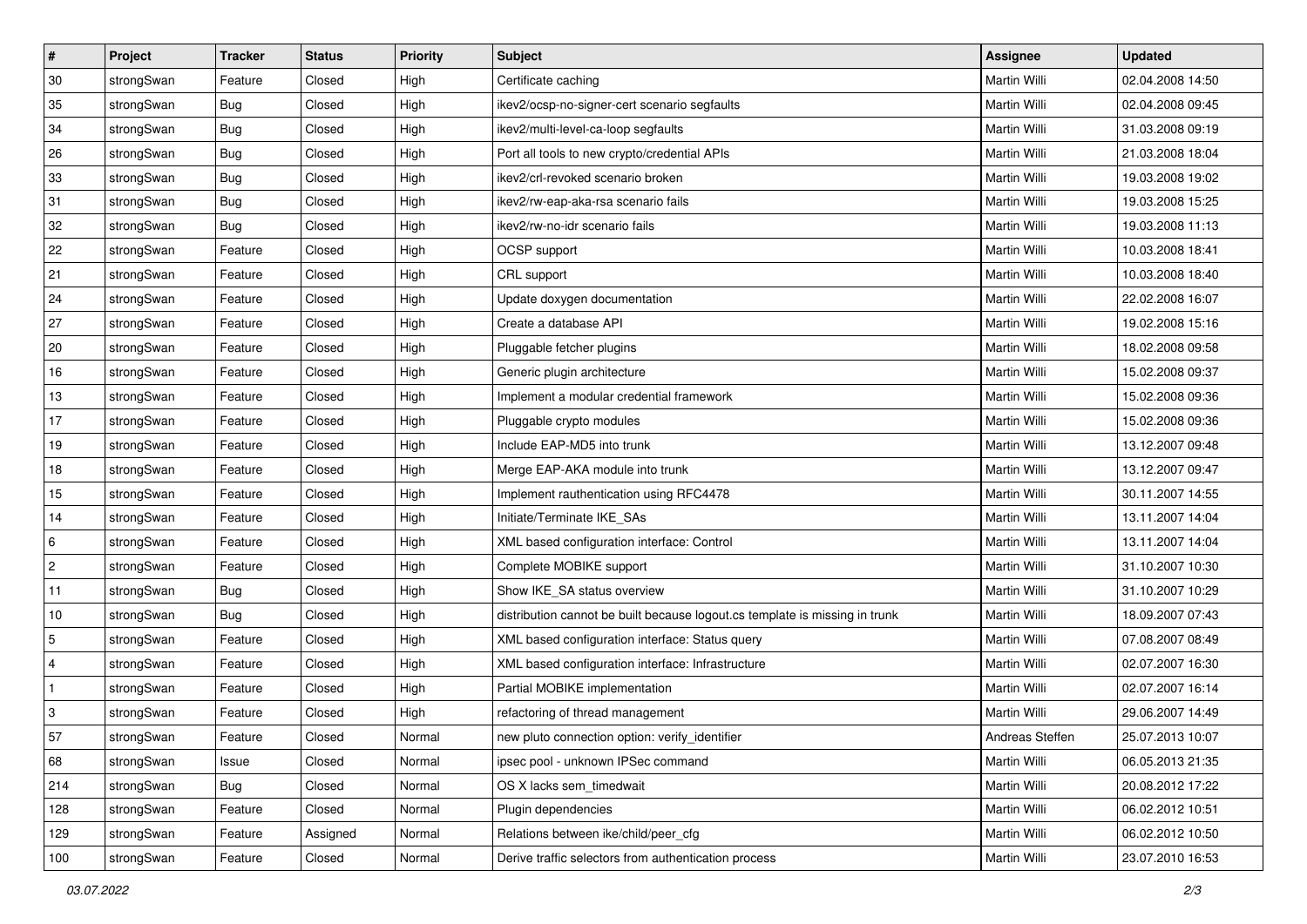| # | Project | Tracker | Status | Priority | Subject | Assignee | Updated |
|---|---|---|---|---|---|---|---|
| 30 | strongSwan | Feature | Closed | High | Certificate caching | Martin Willi | 02.04.2008 14:50 |
| 35 | strongSwan | Bug | Closed | High | ikev2/ocsp-no-signer-cert scenario segfaults | Martin Willi | 02.04.2008 09:45 |
| 34 | strongSwan | Bug | Closed | High | ikev2/multi-level-ca-loop segfaults | Martin Willi | 31.03.2008 09:19 |
| 26 | strongSwan | Bug | Closed | High | Port all tools to new crypto/credential APIs | Martin Willi | 21.03.2008 18:04 |
| 33 | strongSwan | Bug | Closed | High | ikev2/crl-revoked scenario broken | Martin Willi | 19.03.2008 19:02 |
| 31 | strongSwan | Bug | Closed | High | ikev2/rw-eap-aka-rsa scenario fails | Martin Willi | 19.03.2008 15:25 |
| 32 | strongSwan | Bug | Closed | High | ikev2/rw-no-idr scenario fails | Martin Willi | 19.03.2008 11:13 |
| 22 | strongSwan | Feature | Closed | High | OCSP support | Martin Willi | 10.03.2008 18:41 |
| 21 | strongSwan | Feature | Closed | High | CRL support | Martin Willi | 10.03.2008 18:40 |
| 24 | strongSwan | Feature | Closed | High | Update doxygen documentation | Martin Willi | 22.02.2008 16:07 |
| 27 | strongSwan | Feature | Closed | High | Create a database API | Martin Willi | 19.02.2008 15:16 |
| 20 | strongSwan | Feature | Closed | High | Pluggable fetcher plugins | Martin Willi | 18.02.2008 09:58 |
| 16 | strongSwan | Feature | Closed | High | Generic plugin architecture | Martin Willi | 15.02.2008 09:37 |
| 13 | strongSwan | Feature | Closed | High | Implement a modular credential framework | Martin Willi | 15.02.2008 09:36 |
| 17 | strongSwan | Feature | Closed | High | Pluggable crypto modules | Martin Willi | 15.02.2008 09:36 |
| 19 | strongSwan | Feature | Closed | High | Include EAP-MD5 into trunk | Martin Willi | 13.12.2007 09:48 |
| 18 | strongSwan | Feature | Closed | High | Merge EAP-AKA module into trunk | Martin Willi | 13.12.2007 09:47 |
| 15 | strongSwan | Feature | Closed | High | Implement rauthentication using RFC4478 | Martin Willi | 30.11.2007 14:55 |
| 14 | strongSwan | Feature | Closed | High | Initiate/Terminate IKE_SAs | Martin Willi | 13.11.2007 14:04 |
| 6 | strongSwan | Feature | Closed | High | XML based configuration interface: Control | Martin Willi | 13.11.2007 14:04 |
| 2 | strongSwan | Feature | Closed | High | Complete MOBIKE support | Martin Willi | 31.10.2007 10:30 |
| 11 | strongSwan | Bug | Closed | High | Show IKE_SA status overview | Martin Willi | 31.10.2007 10:29 |
| 10 | strongSwan | Bug | Closed | High | distribution cannot be built because logout.cs template is missing in trunk | Martin Willi | 18.09.2007 07:43 |
| 5 | strongSwan | Feature | Closed | High | XML based configuration interface: Status query | Martin Willi | 07.08.2007 08:49 |
| 4 | strongSwan | Feature | Closed | High | XML based configuration interface: Infrastructure | Martin Willi | 02.07.2007 16:30 |
| 1 | strongSwan | Feature | Closed | High | Partial MOBIKE implementation | Martin Willi | 02.07.2007 16:14 |
| 3 | strongSwan | Feature | Closed | High | refactoring of thread management | Martin Willi | 29.06.2007 14:49 |
| 57 | strongSwan | Feature | Closed | Normal | new pluto connection option: verify_identifier | Andreas Steffen | 25.07.2013 10:07 |
| 68 | strongSwan | Issue | Closed | Normal | ipsec pool - unknown IPSec command | Martin Willi | 06.05.2013 21:35 |
| 214 | strongSwan | Bug | Closed | Normal | OS X lacks sem_timedwait | Martin Willi | 20.08.2012 17:22 |
| 128 | strongSwan | Feature | Closed | Normal | Plugin dependencies | Martin Willi | 06.02.2012 10:51 |
| 129 | strongSwan | Feature | Assigned | Normal | Relations between ike/child/peer_cfg | Martin Willi | 06.02.2012 10:50 |
| 100 | strongSwan | Feature | Closed | Normal | Derive traffic selectors from authentication process | Martin Willi | 23.07.2010 16:53 |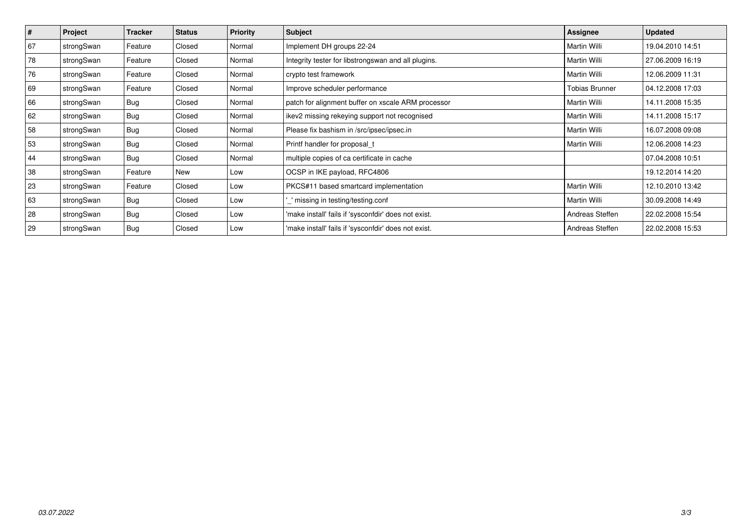| # | Project | Tracker | Status | Priority | Subject | Assignee | Updated |
|---|---|---|---|---|---|---|---|
| 67 | strongSwan | Feature | Closed | Normal | Implement DH groups 22-24 | Martin Willi | 19.04.2010 14:51 |
| 78 | strongSwan | Feature | Closed | Normal | Integrity tester for libstrongswan and all plugins. | Martin Willi | 27.06.2009 16:19 |
| 76 | strongSwan | Feature | Closed | Normal | crypto test framework | Martin Willi | 12.06.2009 11:31 |
| 69 | strongSwan | Feature | Closed | Normal | Improve scheduler performance | Tobias Brunner | 04.12.2008 17:03 |
| 66 | strongSwan | Bug | Closed | Normal | patch for alignment buffer on xscale ARM processor | Martin Willi | 14.11.2008 15:35 |
| 62 | strongSwan | Bug | Closed | Normal | ikev2 missing rekeying support not recognised | Martin Willi | 14.11.2008 15:17 |
| 58 | strongSwan | Bug | Closed | Normal | Please fix bashism in /src/ipsec/ipsec.in | Martin Willi | 16.07.2008 09:08 |
| 53 | strongSwan | Bug | Closed | Normal | Printf handler for proposal_t | Martin Willi | 12.06.2008 14:23 |
| 44 | strongSwan | Bug | Closed | Normal | multiple copies of ca certificate in cache | | 07.04.2008 10:51 |
| 38 | strongSwan | Feature | New | Low | OCSP in IKE payload, RFC4806 | | 19.12.2014 14:20 |
| 23 | strongSwan | Feature | Closed | Low | PKCS#11 based smartcard implementation | Martin Willi | 12.10.2010 13:42 |
| 63 | strongSwan | Bug | Closed | Low | '_' missing in testing/testing.conf | Martin Willi | 30.09.2008 14:49 |
| 28 | strongSwan | Bug | Closed | Low | 'make install' fails if 'sysconfdir' does not exist. | Andreas Steffen | 22.02.2008 15:54 |
| 29 | strongSwan | Bug | Closed | Low | 'make install' fails if 'sysconfdir' does not exist. | Andreas Steffen | 22.02.2008 15:53 |